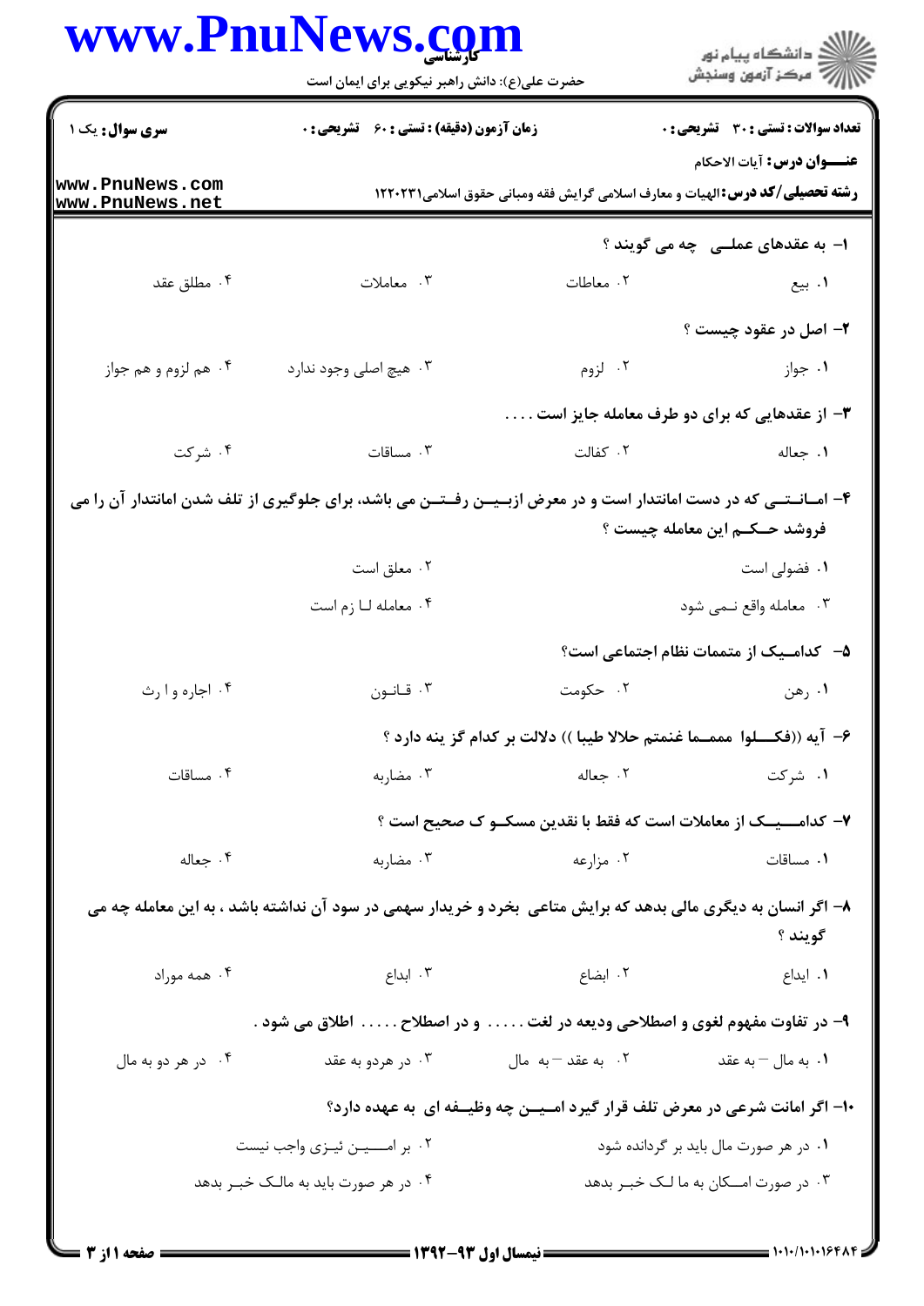**سری سوال:** یک ۱

**زمان آزمون (دقیقه) : تستی : ۶۰ تشریحی : ۰**

**تعداد سوالات : تستی : ۳۰ تشریحی : ۰**

**عنـــوان درس:** آیات الاحکام

**رشته تحصیلی/کد درس:** الهیات و معارف اسلامی گرایش فقه ومبانی حقوق اسلامی۱۲۲۰۲۳۱

۱- به عقدهای عملــی چه می گویند ؟

۱. بیع
۲. معاطات
۳. معاملات
۴. مطلق عقد

۲- اصل در عقود چیست ؟

۱. جواز
۲. لزوم
۳. هیچ اصلی وجود ندارد
۴. هم لزوم و هم جواز

۳- از عقدهایی که برای دو طرف معامله جایز است . . . .

۱. جعاله
۲. کفالت
۳. مساقات
۴. شرکت

۴- امــانـتــی که در دست امانتدار است و در معرض ازبـیــن رفـتــن می باشد، برای جلوگیری از تلف شدن امانتدار آن را می فروشد حــکـم این معامله چیست ؟

۱. فضولی است
۲. معلق است
۳. معامله واقع نـمی شود
۴. معامله لـا زم است

۵- کدامــیک از متممات نظام اجتماعی است؟

۱. رهن
۲. حکومت
۳. قـانـون
۴. اجاره و ا رث

۶- آیه ((فکـــلوا ممـــما غنمتم حلالا طیبا )) دلالت بر کدام گز ینه دارد ؟

۱. شرکت
۲. جعاله
۳. مضاربه
۴. مساقات

۷- کدامـــیـک از معاملات است که فقط با نقدین مسکــو ک صحیح است ؟

۱. مساقات
۲. مزارعه
۳. مضاربه
۴. جعاله

۸- اگر انسان به دیگری مالی بدهد که برایش متاعی بخرد و خریدار سهمی در سود آن نداشته باشد ، به این معامله چه می گویند ؟

۱. ایداع
۲. ابضاع
۳. ابداع
۴. همه موراد

۹- در تفاوت مفهوم لغوی و اصطلاحی ودیعه در لغت . . . . . و در اصطلاح . . . . . اطلاق می شود .

۱. به مال – به عقد
۲. به عقد – به مال
۳. در هردو به عقد
۴. در هر دو به مال

۱۰- اگر امانت شرعی در معرض تلف قرار گیرد امـیــن چه وظیــفه ای به عهده دارد؟

۱. در هر صورت مال باید بر گردانده شود
۲. بر امـــیــن ئیـزی واجب نیست
۳. در صورت امــکان به ما لـک خبــر بدهد
۴. در هر صورت باید به مالـک خبــر بدهد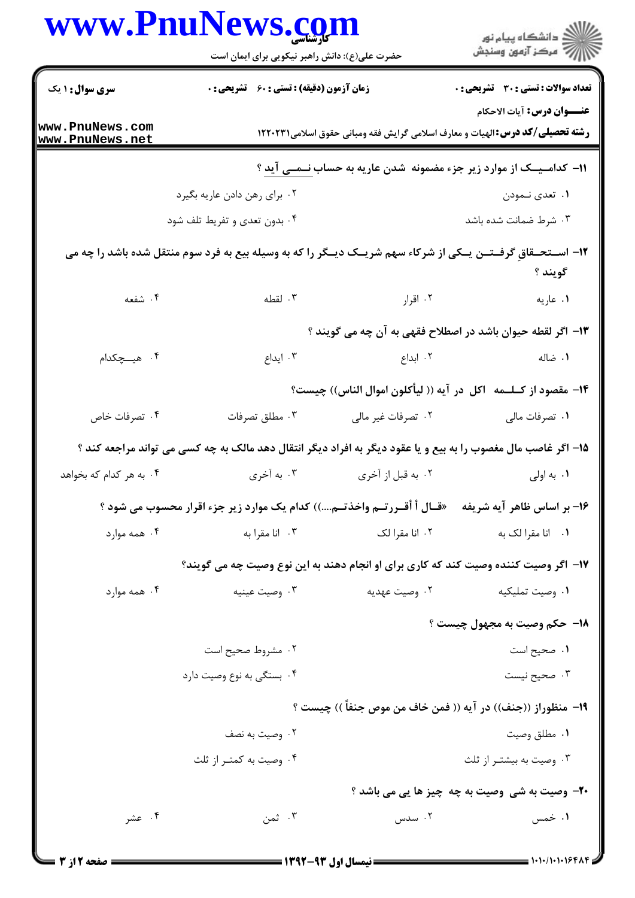**سری سوال:** ۱ یک | **زمان آزمون (دقیقه) : تستی : ۶۰ تشریحی : ۰** | **تعداد سوالات : تستی : ۳۰ تشریحی : ۰**

**عنـــوان درس:** آیات الاحکام

**رشته تحصیلی/کد درس:** الهیات و معارف اسلامی گرایش فقه ومبانی حقوق اسلامی۱۲۲۰۲۳۱

**۱۱-** کدامیـــک از موارد زیر جزء مضمونه شدن عاریه به حساب نـمـی آید ؟

۱. تعدی نـمودن

۲. برای رهن دادن عاریه بگیرد

۳. شرط ضمانت شده باشد

۴. بدون تعدی و تفریط تلف شود

**۱۲-** اســتحـقاقِ گرفـتـن یـکی از شرکاء سهم شریـک دیـگر را که به وسیله بیع به فرد سوم منتقل شده باشد را چه می گویند ؟

۱. عاریه

۲. اقرار

۳. لقطه

۴. شفعه

**۱۳-** اگر لقطه حیوان باشد در اصطلاح فقهی به آن چه می گویند ؟

۱. ضاله

۲. ابداع

۳. ایداع

۴. هیـچکدام

**۱۴-** مقصود از کـلـمه اکل در آیه (( لیأکلون اموال الناس)) چیست؟

۱. تصرفات مالی

۲. تصرفات غیر مالی

۳. مطلق تصرفات

۴. تصرفات خاص

**۱۵-** اگر غاصب مال مغصوب را به بیع و یا عقود دیگر به افراد دیگر انتقال دهد مالک به چه کسی می تواند مراجعه کند ؟

۱. به اولی

۲. به قبل از آخری

۳. به آخری

۴. به هر کدام که بخواهد

**۱۶-** بر اساس ظاهر آیه شریفه «قـال أ أقـررتـم واخذتـم....)) کدام یک موارد زیر جزء اقرار محسوب می شود ؟

۱. انا مقرا لک به

۲. انا مقرا لک

۳. انا مقرا به

۴. همه موارد

**۱۷-** اگر وصیت کننده وصیت کند که کاری برای او انجام دهند به این نوع وصیت چه می گویند؟

۱. وصیت تملیکیه

۲. وصیت عهدیه

۳. وصیت عینیه

۴. همه موارد

**۱۸-** حکم وصیت به مجهول چیست ؟

۱. صحیح است

۲. مشروط صحیح است

۳. صحیح نیست

۴. بستگی به نوع وصیت دارد

**۱۹-** منظوراز ((جنف)) در آیه (( فمن خاف من موص جنفاً )) چیست ؟

۱. مطلق وصیت

۲. وصیت به نصف

۳. وصیت به بیشتـر از ثلث

۴. وصیت به کمتـر از ثلث

**۲۰-** وصیت به شی وصیت به چه چیز ها یی می باشد ؟

۱. خمس

۲. سدس

۳. ثمن

۴. عشر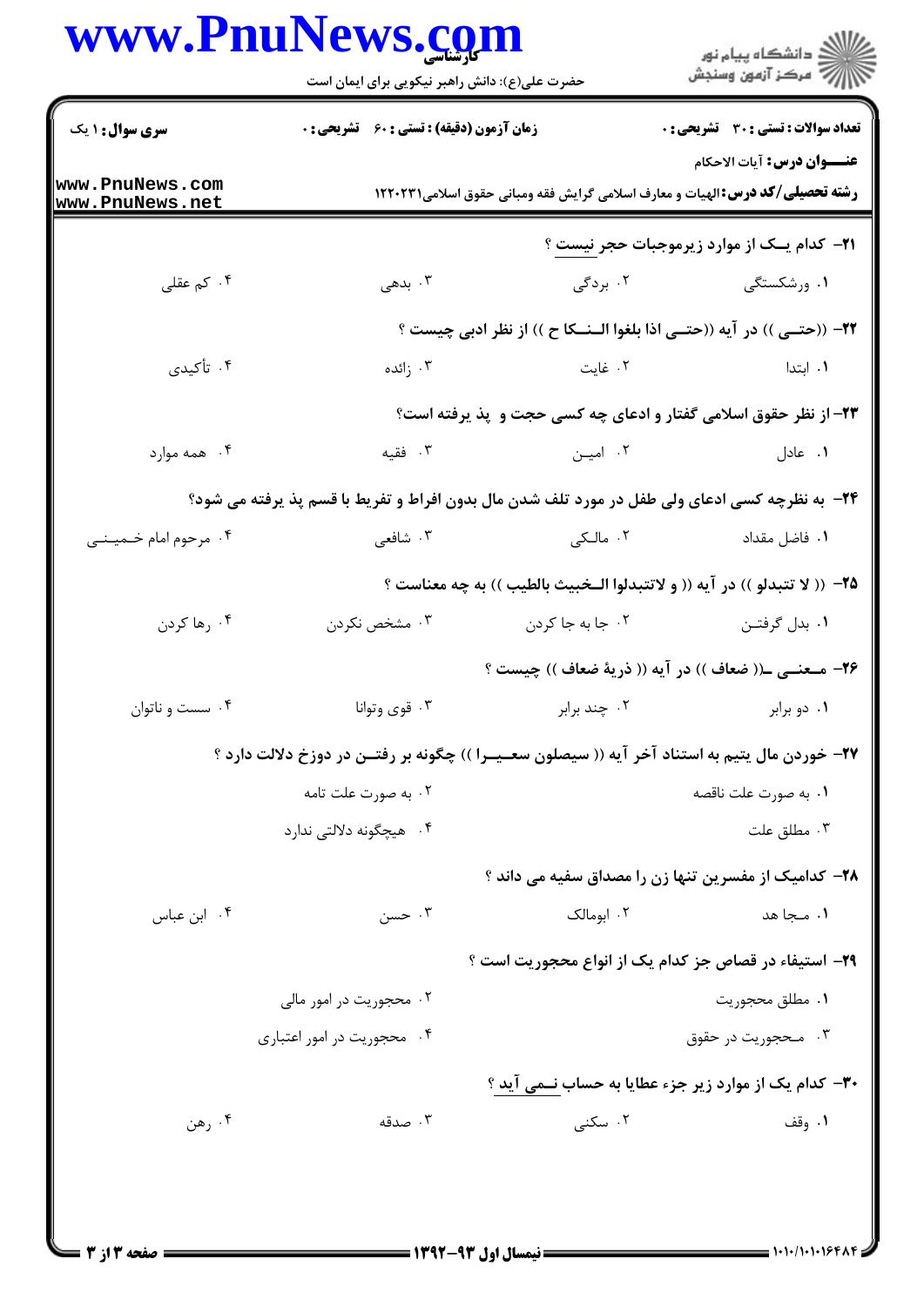۲۱- کدام یک از موارد زیرموجبات حجر نیست ؟

۱. ورشکستگی ۲. بردگی ۳. بدهی ۴. کم عقلی

۲۲- ((حتـی )) در آیه ((حتـی اذا بلغوا الـنـکا ح )) از نظر ادبی چیست ؟

۱. ابتدا ۲. غایت ۳. زائده ۴. تأکیدی

۲۳- از نظر حقوق اسلامی گفتار و ادعای چه کسی حجت و پذ یرفته است؟

۱. عادل ۲. امیـن ۳. فقیه ۴. همه موارد

۲۴- به نظرچه کسی ادعای ولی طفل در مورد تلف شدن مال بدون افراط و تفریط با قسم پذ یرفته می شود؟

۱. فاضل مقداد ۲. مالـکی ۳. شافعی ۴. مرحوم امام خـمیـنـی

۲۵- (( لا تتبدلو )) در آیه (( و لاتتبدلوا الـخبیث بالطیب )) به چه معناست ؟

۱. بدل گرفتـن ۲. جا به جا کردن ۳. مشخص نکردن ۴. رها کردن

۲۶- مـعنـی ـ(( ضعاف )) در آیه (( ذریهٔ ضعاف )) چیست ؟

۱. دو برابر ۲. چند برابر ۳. قوی وتوانا ۴. سست و ناتوان

۲۷- خوردن مال یتیم به استناد آخر آیه (( سیصلون سعـیـرا )) چگونه بر رفتـن در دوزخ دلالت دارد ؟

۱. به صورت علت ناقصه ۲. به صورت علت تامه ۳. مطلق علت ۴. هیچگونه دلالتی ندارد

۲۸- کدامیک از مفسرین تنها زن را مصداق سفیه می داند ؟

۱. مـجا هد ۲. ابومالک ۳. حسن ۴. ابن عباس

۲۹- استیفاء در قصاص جز کدام یک از انواع محجوریت است ؟

۱. مطلق محجوریت ۲. محجوریت در امور مالی ۳. مـحجوریت در حقوق ۴. محجوریت در امور اعتباری

۳۰- کدام یک از موارد زیر جزء عطایا به حساب نـمی آید ؟

۱. وقف ۲. سکنی ۳. صدقه ۴. رهن